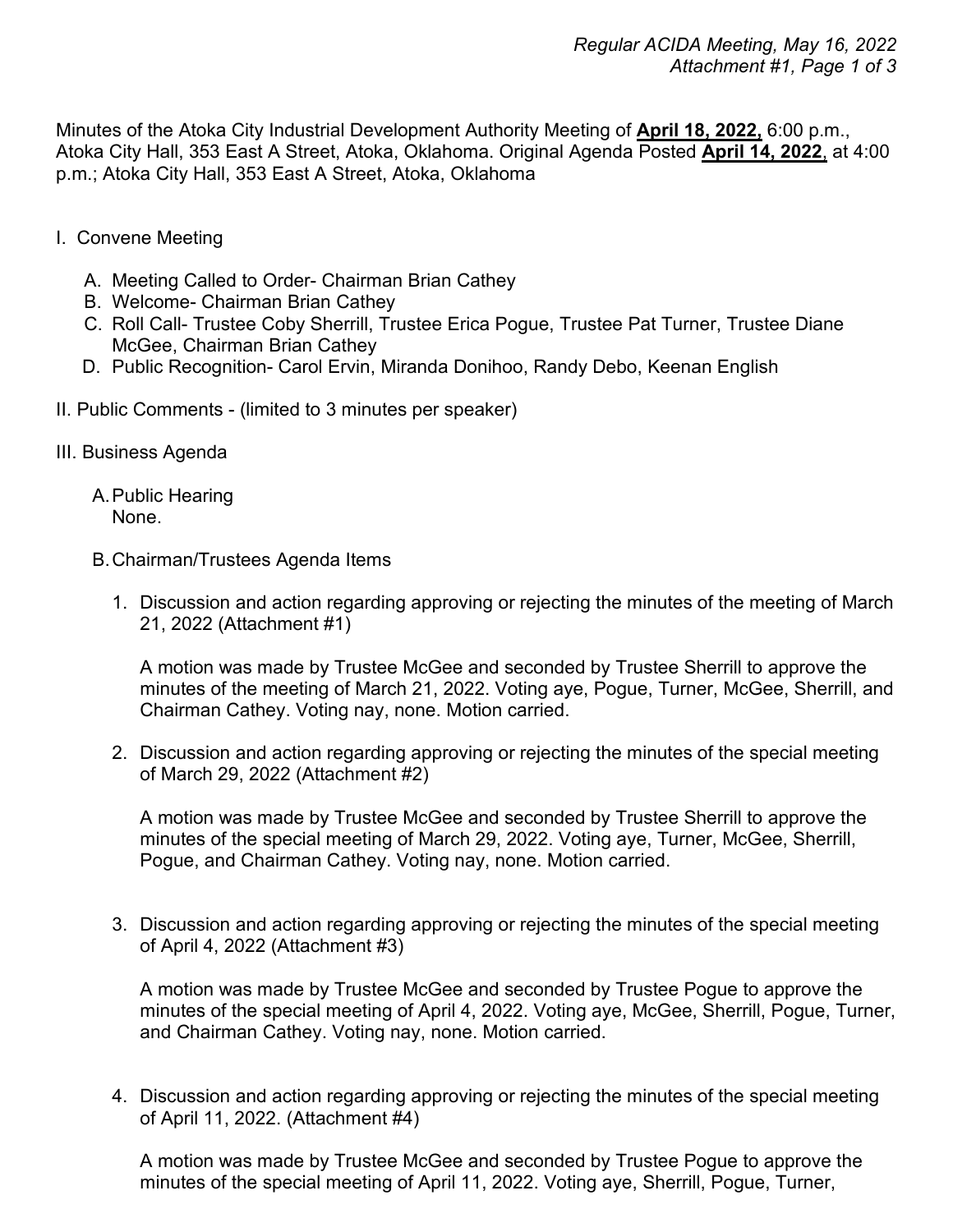Minutes of the Atoka City Industrial Development Authority Meeting of **April 18, 2022,** 6:00 p.m., Atoka City Hall, 353 East A Street, Atoka, Oklahoma. Original Agenda Posted **April 14, 2022**, at 4:00 p.m.; Atoka City Hall, 353 East A Street, Atoka, Oklahoma

I. Convene Meeting

   A. Meeting Called to Order- Chairman Brian Cathey
   B. Welcome- Chairman Brian Cathey
   C. Roll Call- Trustee Coby Sherrill, Trustee Erica Pogue, Trustee Pat Turner, Trustee Diane McGee, Chairman Brian Cathey
   D. Public Recognition- Carol Ervin, Miranda Donihoo, Randy Debo, Keenan English

II. Public Comments - (limited to 3 minutes per speaker)

III. Business Agenda

   A. Public Hearing
      None.

   B. Chairman/Trustees Agenda Items

      1. Discussion and action regarding approving or rejecting the minutes of the meeting of March 21, 2022 (Attachment #1)

         A motion was made by Trustee McGee and seconded by Trustee Sherrill to approve the minutes of the meeting of March 21, 2022. Voting aye, Pogue, Turner, McGee, Sherrill, and Chairman Cathey. Voting nay, none. Motion carried.

      2. Discussion and action regarding approving or rejecting the minutes of the special meeting of March 29, 2022 (Attachment #2)

         A motion was made by Trustee McGee and seconded by Trustee Sherrill to approve the minutes of the special meeting of March 29, 2022. Voting aye, Turner, McGee, Sherrill, Pogue, and Chairman Cathey. Voting nay, none. Motion carried.

      3. Discussion and action regarding approving or rejecting the minutes of the special meeting of April 4, 2022 (Attachment #3)

         A motion was made by Trustee McGee and seconded by Trustee Pogue to approve the minutes of the special meeting of April 4, 2022. Voting aye, McGee, Sherrill, Pogue, Turner, and Chairman Cathey. Voting nay, none. Motion carried.

      4. Discussion and action regarding approving or rejecting the minutes of the special meeting of April 11, 2022. (Attachment #4)

         A motion was made by Trustee McGee and seconded by Trustee Pogue to approve the minutes of the special meeting of April 11, 2022. Voting aye, Sherrill, Pogue, Turner,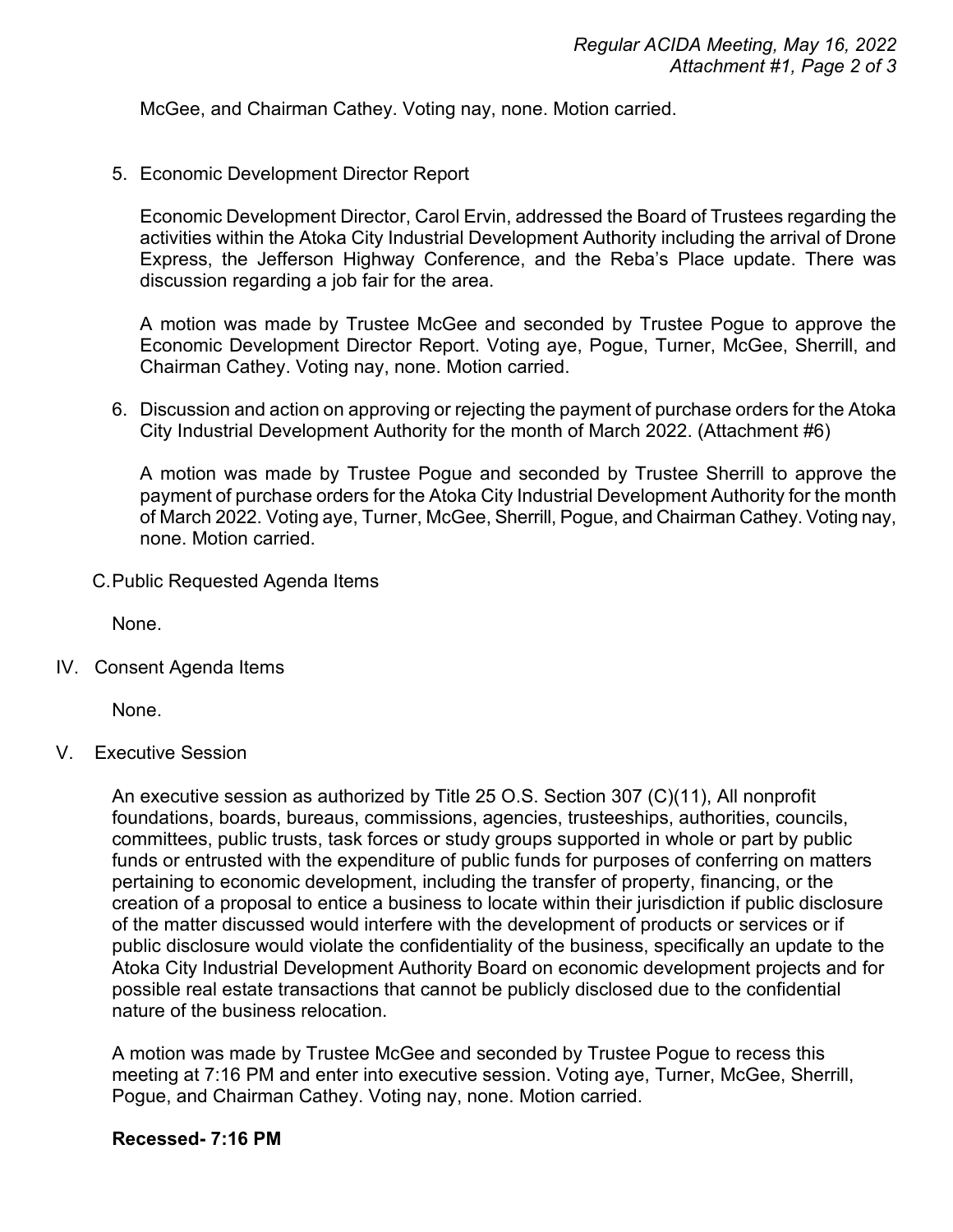McGee, and Chairman Cathey. Voting nay, none. Motion carried.

5. Economic Development Director Report

   Economic Development Director, Carol Ervin, addressed the Board of Trustees regarding the activities within the Atoka City Industrial Development Authority including the arrival of Drone Express, the Jefferson Highway Conference, and the Reba's Place update. There was discussion regarding a job fair for the area.

   A motion was made by Trustee McGee and seconded by Trustee Pogue to approve the Economic Development Director Report. Voting aye, Pogue, Turner, McGee, Sherrill, and Chairman Cathey. Voting nay, none. Motion carried.

6. Discussion and action on approving or rejecting the payment of purchase orders for the Atoka City Industrial Development Authority for the month of March 2022. (Attachment #6)

   A motion was made by Trustee Pogue and seconded by Trustee Sherrill to approve the payment of purchase orders for the Atoka City Industrial Development Authority for the month of March 2022. Voting aye, Turner, McGee, Sherrill, Pogue, and Chairman Cathey. Voting nay, none. Motion carried.

C. Public Requested Agenda Items

   None.

IV. Consent Agenda Items

   None.

V. Executive Session

   An executive session as authorized by Title 25 O.S. Section 307 (C)(11), All nonprofit foundations, boards, bureaus, commissions, agencies, trusteeships, authorities, councils, committees, public trusts, task forces or study groups supported in whole or part by public funds or entrusted with the expenditure of public funds for purposes of conferring on matters pertaining to economic development, including the transfer of property, financing, or the creation of a proposal to entice a business to locate within their jurisdiction if public disclosure of the matter discussed would interfere with the development of products or services or if public disclosure would violate the confidentiality of the business, specifically an update to the Atoka City Industrial Development Authority Board on economic development projects and for possible real estate transactions that cannot be publicly disclosed due to the confidential nature of the business relocation.

   A motion was made by Trustee McGee and seconded by Trustee Pogue to recess this meeting at 7:16 PM and enter into executive session. Voting aye, Turner, McGee, Sherrill, Pogue, and Chairman Cathey. Voting nay, none. Motion carried.

   **Recessed- 7:16 PM**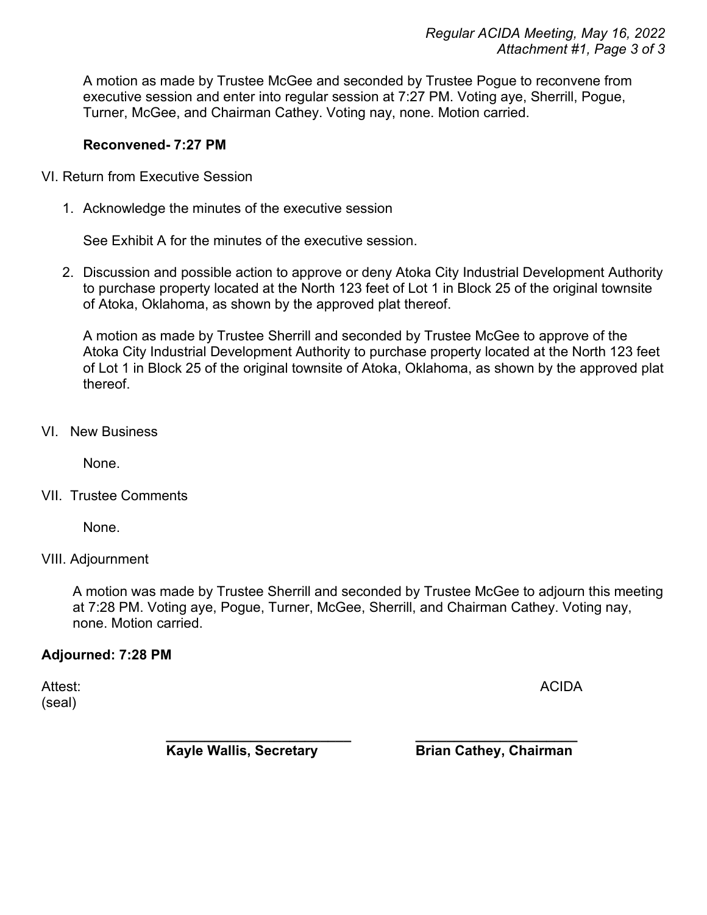A motion as made by Trustee McGee and seconded by Trustee Pogue to reconvene from executive session and enter into regular session at 7:27 PM. Voting aye, Sherrill, Pogue, Turner, McGee, and Chairman Cathey. Voting nay, none. Motion carried.

**Reconvened- 7:27 PM**

VI. Return from Executive Session

1. Acknowledge the minutes of the executive session

   See Exhibit A for the minutes of the executive session.

2. Discussion and possible action to approve or deny Atoka City Industrial Development Authority to purchase property located at the North 123 feet of Lot 1 in Block 25 of the original townsite of Atoka, Oklahoma, as shown by the approved plat thereof.

   A motion as made by Trustee Sherrill and seconded by Trustee McGee to approve of the Atoka City Industrial Development Authority to purchase property located at the North 123 feet of Lot 1 in Block 25 of the original townsite of Atoka, Oklahoma, as shown by the approved plat thereof.

VI. New Business

None.

VII. Trustee Comments

None.

VIII. Adjournment

A motion was made by Trustee Sherrill and seconded by Trustee McGee to adjourn this meeting at 7:28 PM. Voting aye, Pogue, Turner, McGee, Sherrill, and Chairman Cathey. Voting nay, none. Motion carried.

**Adjourned: 7:28 PM**

Attest:
(seal)

ACIDA

**Kayle Wallis, Secretary**

**Brian Cathey, Chairman**